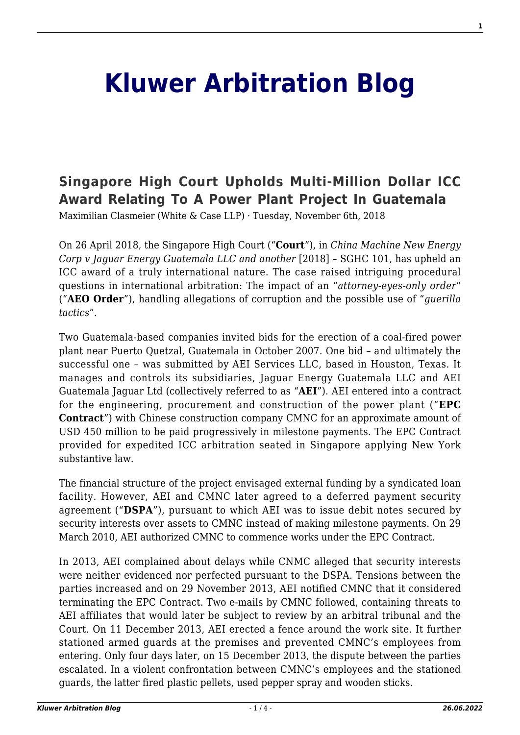# Kluwer Arbitration Blog

## Singapore High Court Upholds Multi-Million Dollar ICC Award Relating To A Power Plant Project In Guatemala

Maximilian Clasmeier (White & Case LLP) · Tuesday, November 6th, 2018

On 26 April 2018, the Singapore High Court ("**Court**"), in *China Machine New Energy Corp v Jaguar Energy Guatemala LLC and another* [2018] – SGHC 101, has upheld an ICC award of a truly international nature. The case raised intriguing procedural questions in international arbitration: The impact of an "*attorney-eyes-only order*" ("**AEO Order**"), handling allegations of corruption and the possible use of "*guerilla tactics*".

Two Guatemala-based companies invited bids for the erection of a coal-fired power plant near Puerto Quetzal, Guatemala in October 2007. One bid – and ultimately the successful one – was submitted by AEI Services LLC, based in Houston, Texas. It manages and controls its subsidiaries, Jaguar Energy Guatemala LLC and AEI Guatemala Jaguar Ltd (collectively referred to as "**AEI**"). AEI entered into a contract for the engineering, procurement and construction of the power plant ("**EPC Contract**") with Chinese construction company CMNC for an approximate amount of USD 450 million to be paid progressively in milestone payments. The EPC Contract provided for expedited ICC arbitration seated in Singapore applying New York substantive law.

The financial structure of the project envisaged external funding by a syndicated loan facility. However, AEI and CMNC later agreed to a deferred payment security agreement ("**DSPA**"), pursuant to which AEI was to issue debit notes secured by security interests over assets to CMNC instead of making milestone payments. On 29 March 2010, AEI authorized CMNC to commence works under the EPC Contract.

In 2013, AEI complained about delays while CNMC alleged that security interests were neither evidenced nor perfected pursuant to the DSPA. Tensions between the parties increased and on 29 November 2013, AEI notified CMNC that it considered terminating the EPC Contract. Two e-mails by CMNC followed, containing threats to AEI affiliates that would later be subject to review by an arbitral tribunal and the Court. On 11 December 2013, AEI erected a fence around the work site. It further stationed armed guards at the premises and prevented CMNC's employees from entering. Only four days later, on 15 December 2013, the dispute between the parties escalated. In a violent confrontation between CMNC's employees and the stationed guards, the latter fired plastic pellets, used pepper spray and wooden sticks.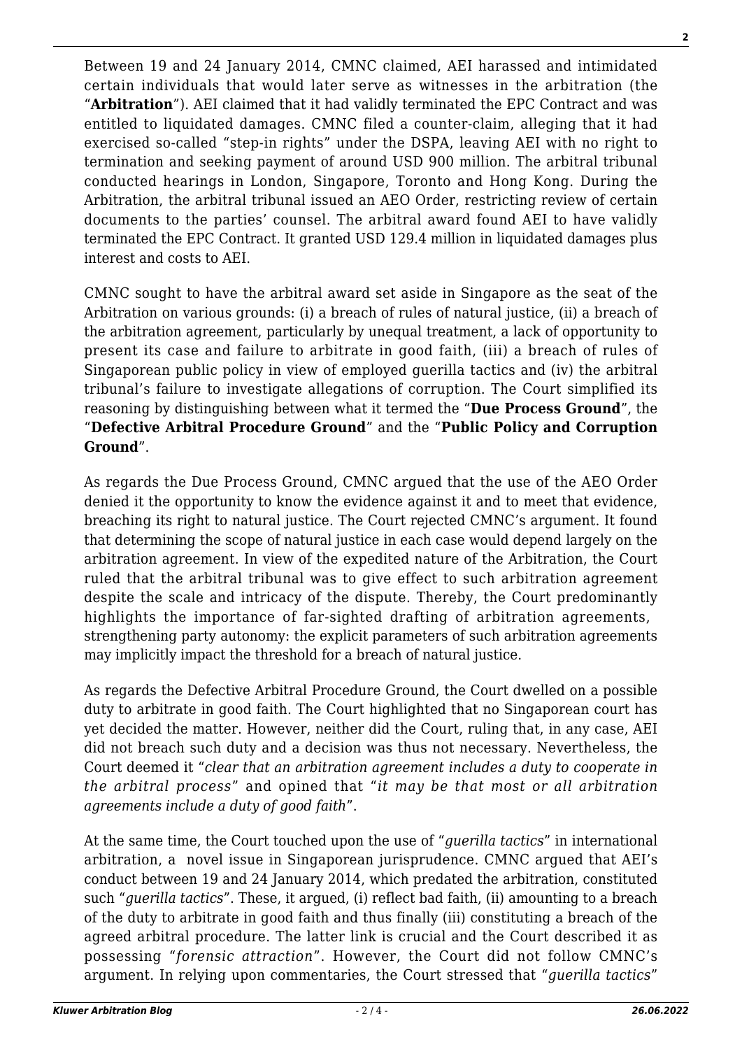Between 19 and 24 January 2014, CMNC claimed, AEI harassed and intimidated certain individuals that would later serve as witnesses in the arbitration (the "**Arbitration**"). AEI claimed that it had validly terminated the EPC Contract and was entitled to liquidated damages. CMNC filed a counter-claim, alleging that it had exercised so-called "step-in rights" under the DSPA, leaving AEI with no right to termination and seeking payment of around USD 900 million. The arbitral tribunal conducted hearings in London, Singapore, Toronto and Hong Kong. During the Arbitration, the arbitral tribunal issued an AEO Order, restricting review of certain documents to the parties' counsel. The arbitral award found AEI to have validly terminated the EPC Contract. It granted USD 129.4 million in liquidated damages plus interest and costs to AEI.

CMNC sought to have the arbitral award set aside in Singapore as the seat of the Arbitration on various grounds: (i) a breach of rules of natural justice, (ii) a breach of the arbitration agreement, particularly by unequal treatment, a lack of opportunity to present its case and failure to arbitrate in good faith, (iii) a breach of rules of Singaporean public policy in view of employed guerilla tactics and (iv) the arbitral tribunal's failure to investigate allegations of corruption. The Court simplified its reasoning by distinguishing between what it termed the "**Due Process Ground**", the "**Defective Arbitral Procedure Ground**" and the "**Public Policy and Corruption Ground**".

As regards the Due Process Ground, CMNC argued that the use of the AEO Order denied it the opportunity to know the evidence against it and to meet that evidence, breaching its right to natural justice. The Court rejected CMNC's argument. It found that determining the scope of natural justice in each case would depend largely on the arbitration agreement. In view of the expedited nature of the Arbitration, the Court ruled that the arbitral tribunal was to give effect to such arbitration agreement despite the scale and intricacy of the dispute. Thereby, the Court predominantly highlights the importance of far-sighted drafting of arbitration agreements, strengthening party autonomy: the explicit parameters of such arbitration agreements may implicitly impact the threshold for a breach of natural justice.

As regards the Defective Arbitral Procedure Ground, the Court dwelled on a possible duty to arbitrate in good faith. The Court highlighted that no Singaporean court has yet decided the matter. However, neither did the Court, ruling that, in any case, AEI did not breach such duty and a decision was thus not necessary. Nevertheless, the Court deemed it "*clear that an arbitration agreement includes a duty to cooperate in the arbitral process*" and opined that "*it may be that most or all arbitration agreements include a duty of good faith*".

At the same time, the Court touched upon the use of "*guerilla tactics*" in international arbitration, a novel issue in Singaporean jurisprudence. CMNC argued that AEI's conduct between 19 and 24 January 2014, which predated the arbitration, constituted such "*guerilla tactics*". These, it argued, (i) reflect bad faith, (ii) amounting to a breach of the duty to arbitrate in good faith and thus finally (iii) constituting a breach of the agreed arbitral procedure. The latter link is crucial and the Court described it as possessing "*forensic attraction*". However, the Court did not follow CMNC's argument. In relying upon commentaries, the Court stressed that "*guerilla tactics*"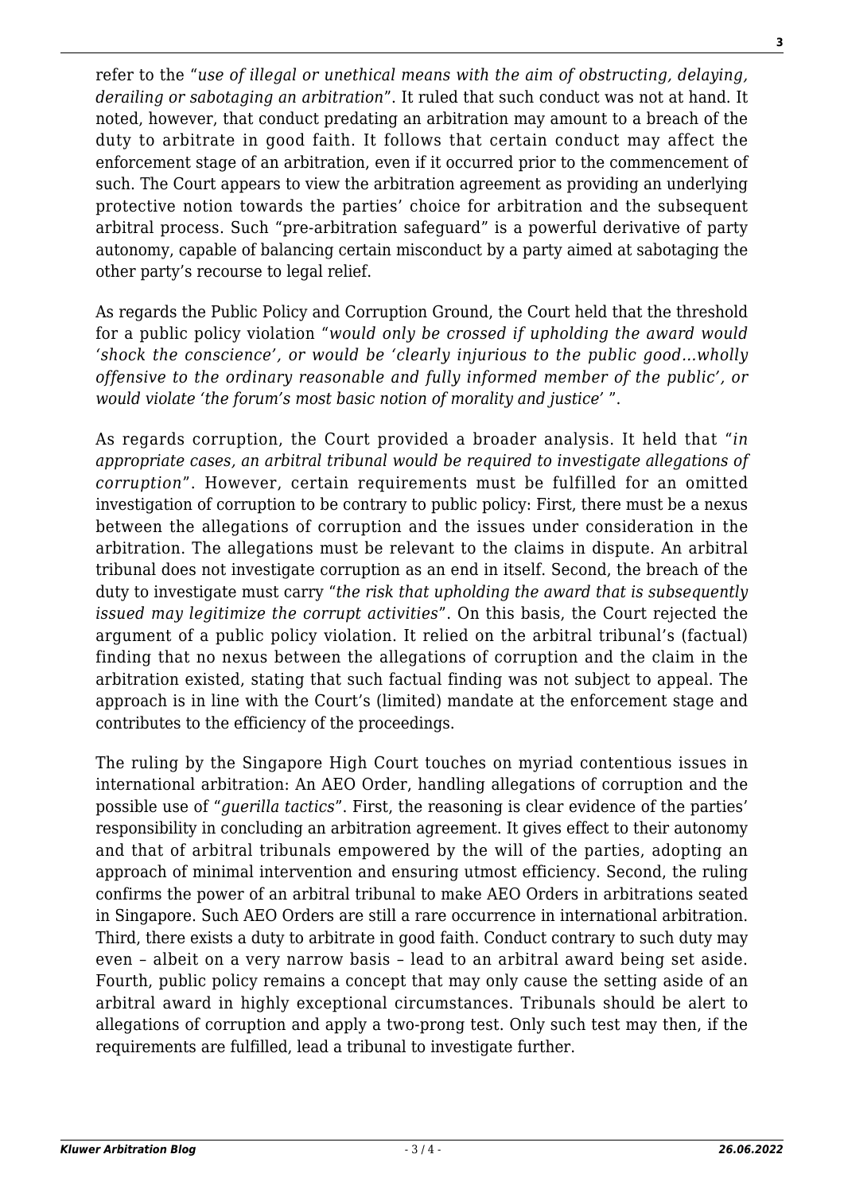refer to the "*use of illegal or unethical means with the aim of obstructing, delaying, derailing or sabotaging an arbitration*". It ruled that such conduct was not at hand. It noted, however, that conduct predating an arbitration may amount to a breach of the duty to arbitrate in good faith. It follows that certain conduct may affect the enforcement stage of an arbitration, even if it occurred prior to the commencement of such. The Court appears to view the arbitration agreement as providing an underlying protective notion towards the parties' choice for arbitration and the subsequent arbitral process. Such "pre-arbitration safeguard" is a powerful derivative of party autonomy, capable of balancing certain misconduct by a party aimed at sabotaging the other party's recourse to legal relief.

As regards the Public Policy and Corruption Ground, the Court held that the threshold for a public policy violation "*would only be crossed if upholding the award would 'shock the conscience', or would be 'clearly injurious to the public good…wholly offensive to the ordinary reasonable and fully informed member of the public', or would violate 'the forum's most basic notion of morality and justice'* ".

As regards corruption, the Court provided a broader analysis. It held that "*in appropriate cases, an arbitral tribunal would be required to investigate allegations of corruption*". However, certain requirements must be fulfilled for an omitted investigation of corruption to be contrary to public policy: First, there must be a nexus between the allegations of corruption and the issues under consideration in the arbitration. The allegations must be relevant to the claims in dispute. An arbitral tribunal does not investigate corruption as an end in itself. Second, the breach of the duty to investigate must carry "*the risk that upholding the award that is subsequently issued may legitimize the corrupt activities*". On this basis, the Court rejected the argument of a public policy violation. It relied on the arbitral tribunal's (factual) finding that no nexus between the allegations of corruption and the claim in the arbitration existed, stating that such factual finding was not subject to appeal. The approach is in line with the Court's (limited) mandate at the enforcement stage and contributes to the efficiency of the proceedings.

The ruling by the Singapore High Court touches on myriad contentious issues in international arbitration: An AEO Order, handling allegations of corruption and the possible use of "*guerilla tactics*". First, the reasoning is clear evidence of the parties' responsibility in concluding an arbitration agreement. It gives effect to their autonomy and that of arbitral tribunals empowered by the will of the parties, adopting an approach of minimal intervention and ensuring utmost efficiency. Second, the ruling confirms the power of an arbitral tribunal to make AEO Orders in arbitrations seated in Singapore. Such AEO Orders are still a rare occurrence in international arbitration. Third, there exists a duty to arbitrate in good faith. Conduct contrary to such duty may even – albeit on a very narrow basis – lead to an arbitral award being set aside. Fourth, public policy remains a concept that may only cause the setting aside of an arbitral award in highly exceptional circumstances. Tribunals should be alert to allegations of corruption and apply a two-prong test. Only such test may then, if the requirements are fulfilled, lead a tribunal to investigate further.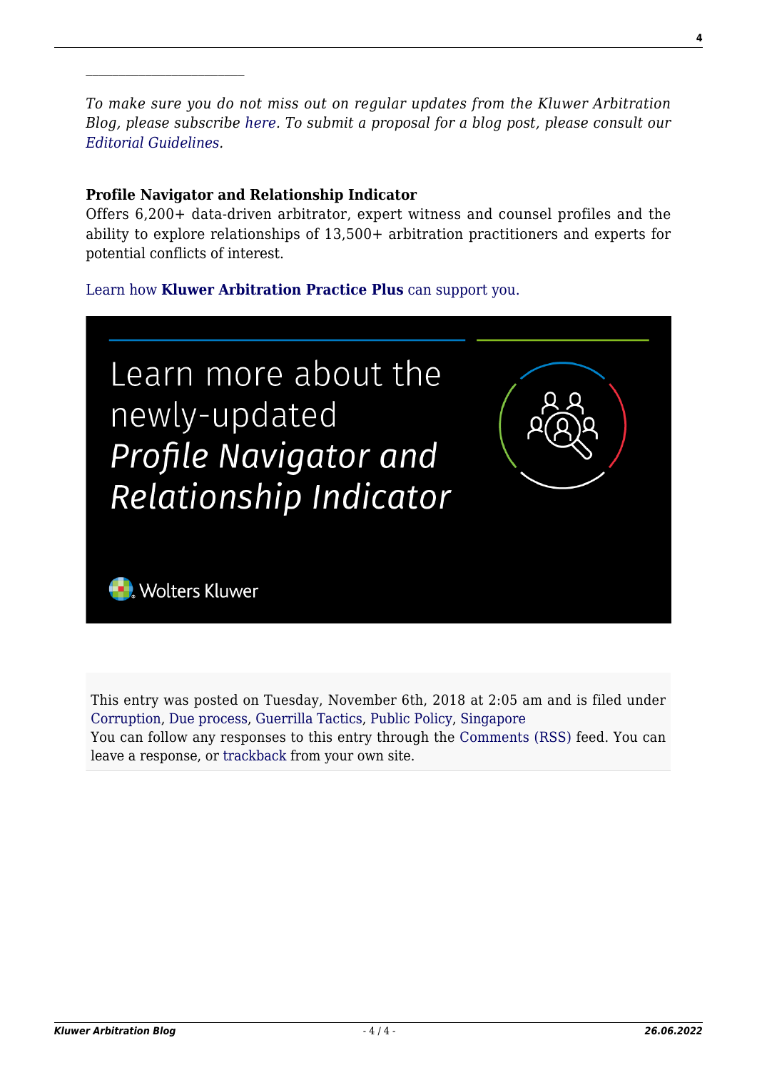---

*To make sure you do not miss out on regular updates from the Kluwer Arbitration Blog, please subscribe here. To submit a proposal for a blog post, please consult our Editorial Guidelines.*

**Profile Navigator and Relationship Indicator**
Offers 6,200+ data-driven arbitrator, expert witness and counsel profiles and the ability to explore relationships of 13,500+ arbitration practitioners and experts for potential conflicts of interest.

Learn how **Kluwer Arbitration Practice Plus** can support you.

Learn more about the newly-updated *Profile Navigator and Relationship Indicator*

Wolters Kluwer

This entry was posted on Tuesday, November 6th, 2018 at 2:05 am and is filed under Corruption, Due process, Guerrilla Tactics, Public Policy, Singapore
You can follow any responses to this entry through the Comments (RSS) feed. You can leave a response, or trackback from your own site.